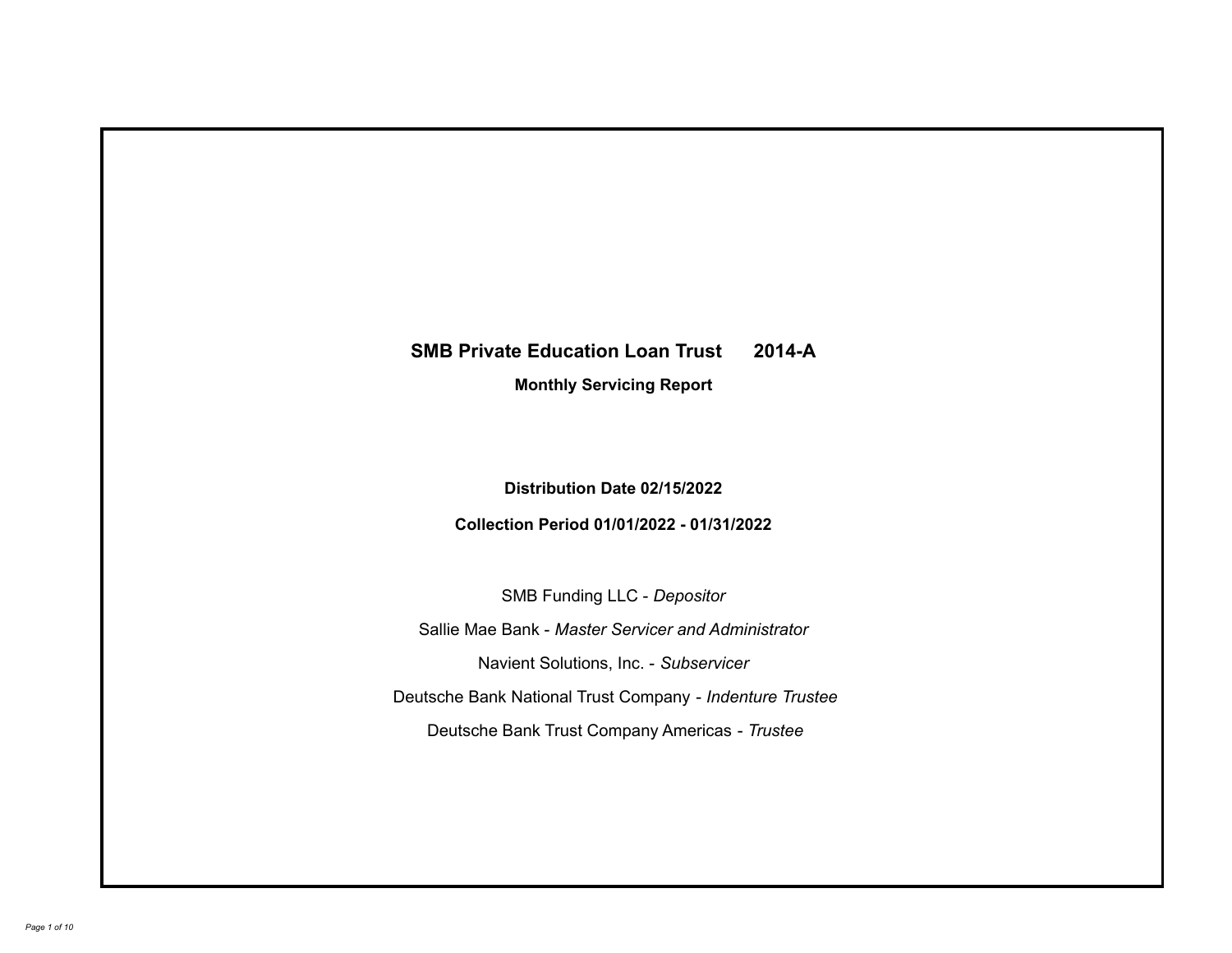# SMB Private Education Loan Trust 2014-A

## Monthly Servicing Report

**Distribution Date 02/15/2022**

**Collection Period 01/01/2022 - 01/31/2022**

SMB Funding LLC - *Depositor*

Sallie Mae Bank - *Master Servicer and Administrator*

Navient Solutions, Inc. - *Subservicer*

Deutsche Bank National Trust Company - *Indenture Trustee*

Deutsche Bank Trust Company Americas - *Trustee*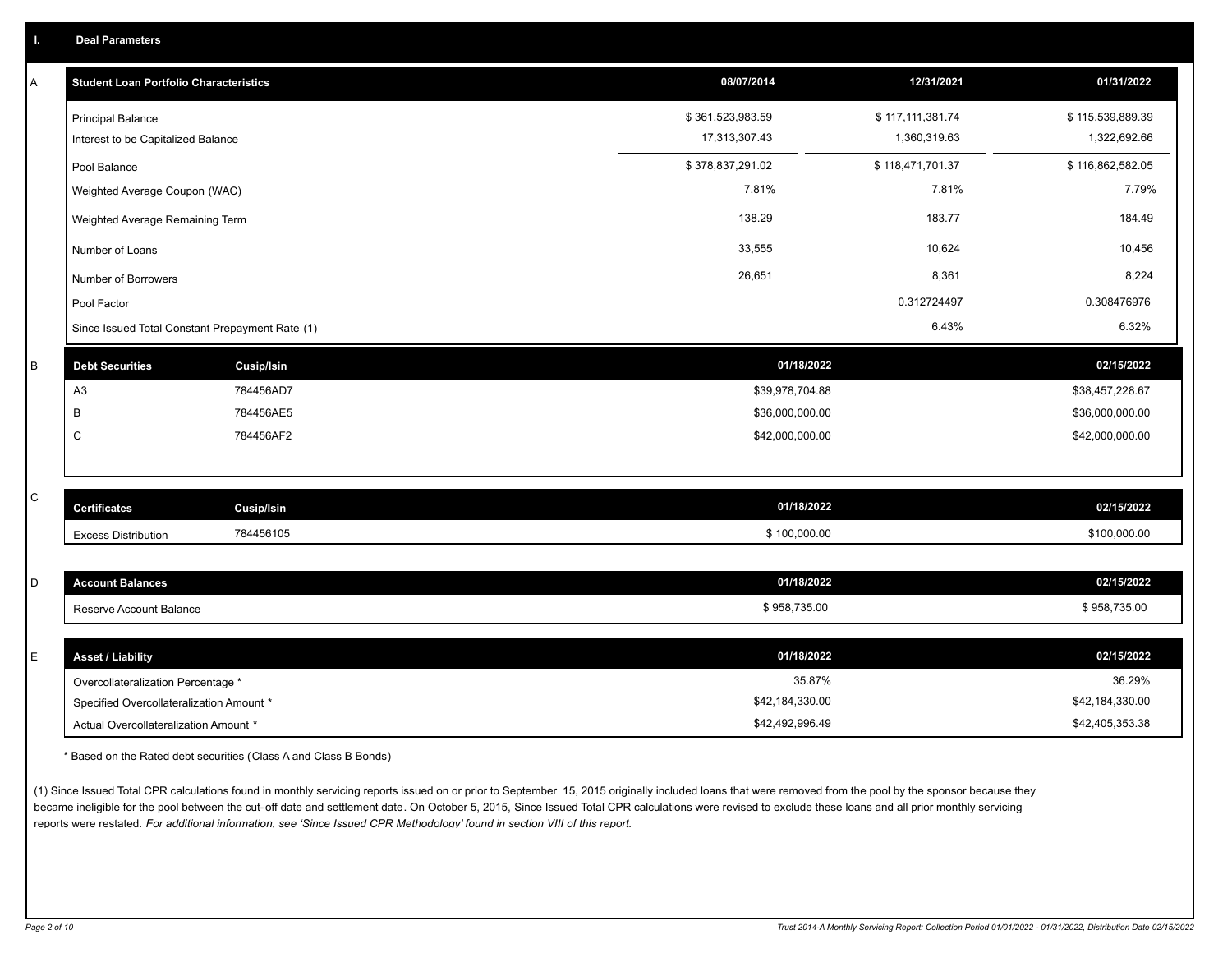## I. Deal Parameters

### A

| Student Loan Portfolio Characteristics | 08/07/2014 | 12/31/2021 | 01/31/2022 |
|---|---|---|---|
| Principal Balance | $ 361,523,983.59 | $ 117,111,381.74 | $ 115,539,889.39 |
| Interest to be Capitalized Balance | 17,313,307.43 | 1,360,319.63 | 1,322,692.66 |
| Pool Balance | $ 378,837,291.02 | $ 118,471,701.37 | $ 116,862,582.05 |
| Weighted Average Coupon (WAC) | 7.81% | 7.81% | 7.79% |
| Weighted Average Remaining Term | 138.29 | 183.77 | 184.49 |
| Number of Loans | 33,555 | 10,624 | 10,456 |
| Number of Borrowers | 26,651 | 8,361 | 8,224 |
| Pool Factor | | 0.312724497 | 0.308476976 |
| Since Issued Total Constant Prepayment Rate (1) | | 6.43% | 6.32% |

### B

| Debt Securities | Cusip/Isin | 01/18/2022 | 02/15/2022 |
|---|---|---|---|
| A3 | 784456AD7 | $39,978,704.88 | $38,457,228.67 |
| B | 784456AE5 | $36,000,000.00 | $36,000,000.00 |
| C | 784456AF2 | $42,000,000.00 | $42,000,000.00 |

### C

| Certificates | Cusip/Isin | 01/18/2022 | 02/15/2022 |
|---|---|---|---|
| Excess Distribution | 784456105 | $ 100,000.00 | $100,000.00 |

### D

| Account Balances | 01/18/2022 | 02/15/2022 |
|---|---|---|
| Reserve Account Balance | $ 958,735.00 | $ 958,735.00 |

### E

| Asset / Liability | 01/18/2022 | 02/15/2022 |
|---|---|---|
| Overcollateralization Percentage * | 35.87% | 36.29% |
| Specified Overcollateralization Amount * | $42,184,330.00 | $42,184,330.00 |
| Actual Overcollateralization Amount * | $42,492,996.49 | $42,405,353.38 |

* Based on the Rated debt securities (Class A and Class B Bonds)

(1) Since Issued Total CPR calculations found in monthly servicing reports issued on or prior to September 15, 2015 originally included loans that were removed from the pool by the sponsor because they became ineligible for the pool between the cut-off date and settlement date. On October 5, 2015, Since Issued Total CPR calculations were revised to exclude these loans and all prior monthly servicing reports were restated. *For additional information, see 'Since Issued CPR Methodology' found in section VIII of this report.*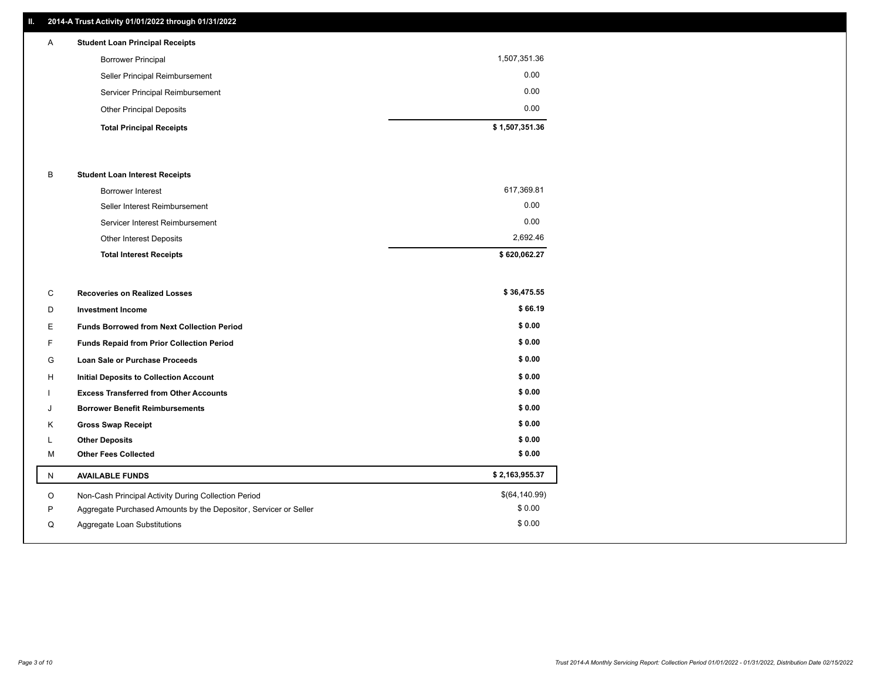## II. 2014-A Trust Activity 01/01/2022 through 01/31/2022

| | | |
|---|---|---|
| A | **Student Loan Principal Receipts** | |
| | Borrower Principal | 1,507,351.36 |
| | Seller Principal Reimbursement | 0.00 |
| | Servicer Principal Reimbursement | 0.00 |
| | Other Principal Deposits | 0.00 |
| | **Total Principal Receipts** | **$ 1,507,351.36** |
| B | **Student Loan Interest Receipts** | |
| | Borrower Interest | 617,369.81 |
| | Seller Interest Reimbursement | 0.00 |
| | Servicer Interest Reimbursement | 0.00 |
| | Other Interest Deposits | 2,692.46 |
| | **Total Interest Receipts** | **$ 620,062.27** |
| C | **Recoveries on Realized Losses** | **$ 36,475.55** |
| D | **Investment Income** | **$ 66.19** |
| E | **Funds Borrowed from Next Collection Period** | **$ 0.00** |
| F | **Funds Repaid from Prior Collection Period** | **$ 0.00** |
| G | **Loan Sale or Purchase Proceeds** | **$ 0.00** |
| H | **Initial Deposits to Collection Account** | **$ 0.00** |
| I | **Excess Transferred from Other Accounts** | **$ 0.00** |
| J | **Borrower Benefit Reimbursements** | **$ 0.00** |
| K | **Gross Swap Receipt** | **$ 0.00** |
| L | **Other Deposits** | **$ 0.00** |
| M | **Other Fees Collected** | **$ 0.00** |
| N | **AVAILABLE FUNDS** | **$ 2,163,955.37** |
| O | Non-Cash Principal Activity During Collection Period | $(64,140.99) |
| P | Aggregate Purchased Amounts by the Depositor, Servicer or Seller | $ 0.00 |
| Q | Aggregate Loan Substitutions | $ 0.00 |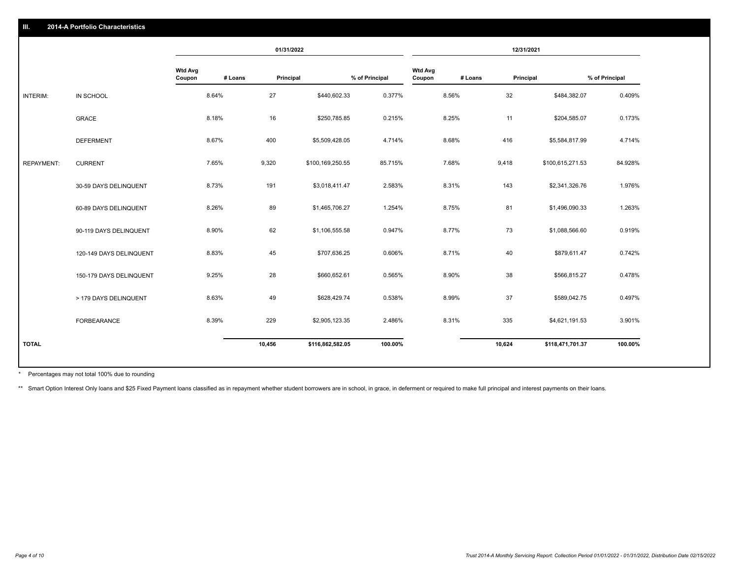## III. 2014-A Portfolio Characteristics

| | | 01/31/2022 | | | | 12/31/2021 | | | |
|---|---|---|---|---|---|---|---|---|---|
| | | Wtd Avg Coupon | # Loans | Principal | % of Principal | Wtd Avg Coupon | # Loans | Principal | % of Principal |
| INTERIM: | IN SCHOOL | 8.64% | 27 | $440,602.33 | 0.377% | 8.56% | 32 | $484,382.07 | 0.409% |
| | GRACE | 8.18% | 16 | $250,785.85 | 0.215% | 8.25% | 11 | $204,585.07 | 0.173% |
| | DEFERMENT | 8.67% | 400 | $5,509,428.05 | 4.714% | 8.68% | 416 | $5,584,817.99 | 4.714% |
| REPAYMENT: | CURRENT | 7.65% | 9,320 | $100,169,250.55 | 85.715% | 7.68% | 9,418 | $100,615,271.53 | 84.928% |
| | 30-59 DAYS DELINQUENT | 8.73% | 191 | $3,018,411.47 | 2.583% | 8.31% | 143 | $2,341,326.76 | 1.976% |
| | 60-89 DAYS DELINQUENT | 8.26% | 89 | $1,465,706.27 | 1.254% | 8.75% | 81 | $1,496,090.33 | 1.263% |
| | 90-119 DAYS DELINQUENT | 8.90% | 62 | $1,106,555.58 | 0.947% | 8.77% | 73 | $1,088,566.60 | 0.919% |
| | 120-149 DAYS DELINQUENT | 8.83% | 45 | $707,636.25 | 0.606% | 8.71% | 40 | $879,611.47 | 0.742% |
| | 150-179 DAYS DELINQUENT | 9.25% | 28 | $660,652.61 | 0.565% | 8.90% | 38 | $566,815.27 | 0.478% |
| | > 179 DAYS DELINQUENT | 8.63% | 49 | $628,429.74 | 0.538% | 8.99% | 37 | $589,042.75 | 0.497% |
| | FORBEARANCE | 8.39% | 229 | $2,905,123.35 | 2.486% | 8.31% | 335 | $4,621,191.53 | 3.901% |
| **TOTAL** | | | **10,456** | **$116,862,582.05** | **100.00%** | | **10,624** | **$118,471,701.37** | **100.00%** |

* Percentages may not total 100% due to rounding

** Smart Option Interest Only loans and $25 Fixed Payment loans classified as in repayment whether student borrowers are in school, in grace, in deferment or required to make full principal and interest payments on their loans.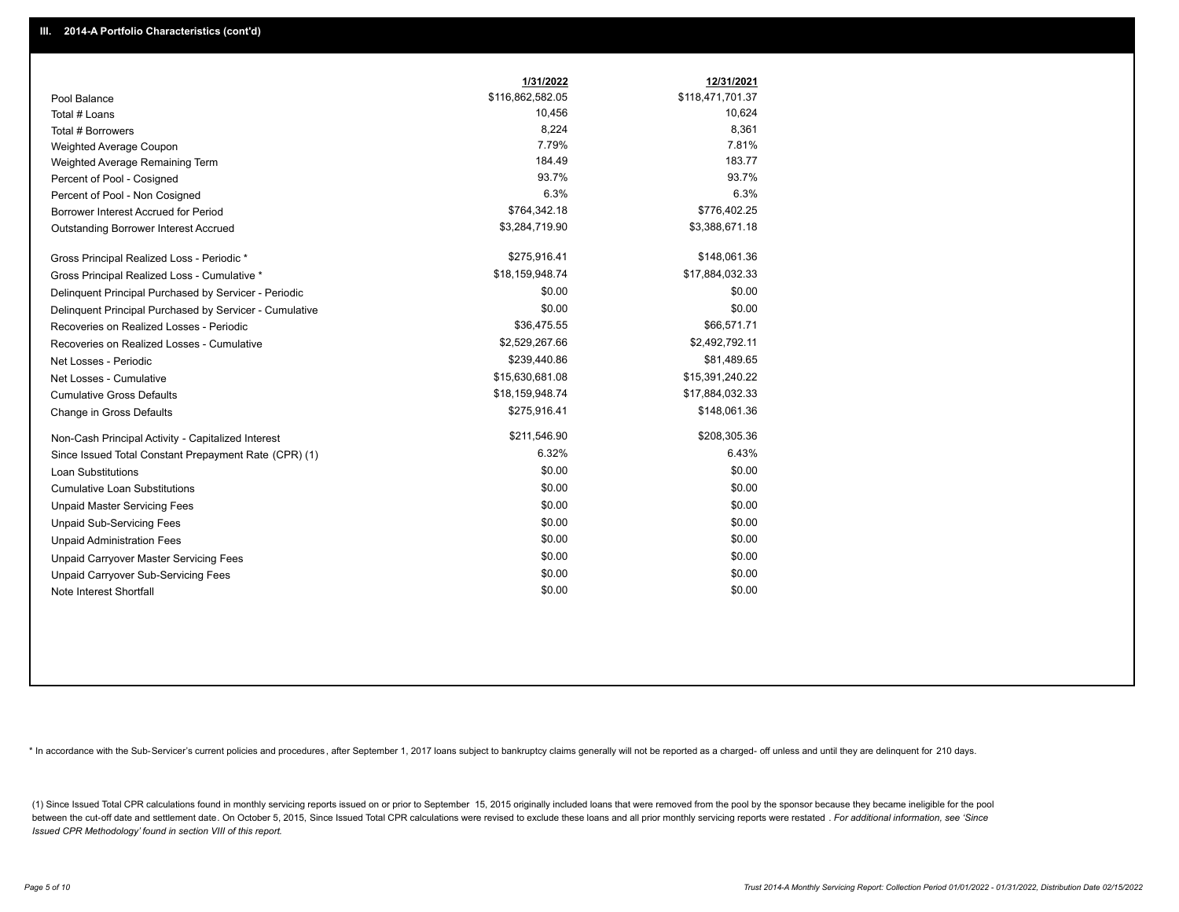## III. 2014-A Portfolio Characteristics (cont'd)

| | 1/31/2022 | 12/31/2021 |
|---|---|---|
| Pool Balance | $116,862,582.05 | $118,471,701.37 |
| Total # Loans | 10,456 | 10,624 |
| Total # Borrowers | 8,224 | 8,361 |
| Weighted Average Coupon | 7.79% | 7.81% |
| Weighted Average Remaining Term | 184.49 | 183.77 |
| Percent of Pool - Cosigned | 93.7% | 93.7% |
| Percent of Pool - Non Cosigned | 6.3% | 6.3% |
| Borrower Interest Accrued for Period | $764,342.18 | $776,402.25 |
| Outstanding Borrower Interest Accrued | $3,284,719.90 | $3,388,671.18 |
| Gross Principal Realized Loss - Periodic * | $275,916.41 | $148,061.36 |
| Gross Principal Realized Loss - Cumulative * | $18,159,948.74 | $17,884,032.33 |
| Delinquent Principal Purchased by Servicer - Periodic | $0.00 | $0.00 |
| Delinquent Principal Purchased by Servicer - Cumulative | $0.00 | $0.00 |
| Recoveries on Realized Losses - Periodic | $36,475.55 | $66,571.71 |
| Recoveries on Realized Losses - Cumulative | $2,529,267.66 | $2,492,792.11 |
| Net Losses - Periodic | $239,440.86 | $81,489.65 |
| Net Losses - Cumulative | $15,630,681.08 | $15,391,240.22 |
| Cumulative Gross Defaults | $18,159,948.74 | $17,884,032.33 |
| Change in Gross Defaults | $275,916.41 | $148,061.36 |
| Non-Cash Principal Activity - Capitalized Interest | $211,546.90 | $208,305.36 |
| Since Issued Total Constant Prepayment Rate (CPR) (1) | 6.32% | 6.43% |
| Loan Substitutions | $0.00 | $0.00 |
| Cumulative Loan Substitutions | $0.00 | $0.00 |
| Unpaid Master Servicing Fees | $0.00 | $0.00 |
| Unpaid Sub-Servicing Fees | $0.00 | $0.00 |
| Unpaid Administration Fees | $0.00 | $0.00 |
| Unpaid Carryover Master Servicing Fees | $0.00 | $0.00 |
| Unpaid Carryover Sub-Servicing Fees | $0.00 | $0.00 |
| Note Interest Shortfall | $0.00 | $0.00 |

* In accordance with the Sub-Servicer's current policies and procedures, after September 1, 2017 loans subject to bankruptcy claims generally will not be reported as a charged- off unless and until they are delinquent for 210 days.

(1) Since Issued Total CPR calculations found in monthly servicing reports issued on or prior to September 15, 2015 originally included loans that were removed from the pool by the sponsor because they became ineligible for the pool between the cut-off date and settlement date. On October 5, 2015, Since Issued Total CPR calculations were revised to exclude these loans and all prior monthly servicing reports were restated . *For additional information, see 'Since Issued CPR Methodology' found in section VIII of this report.*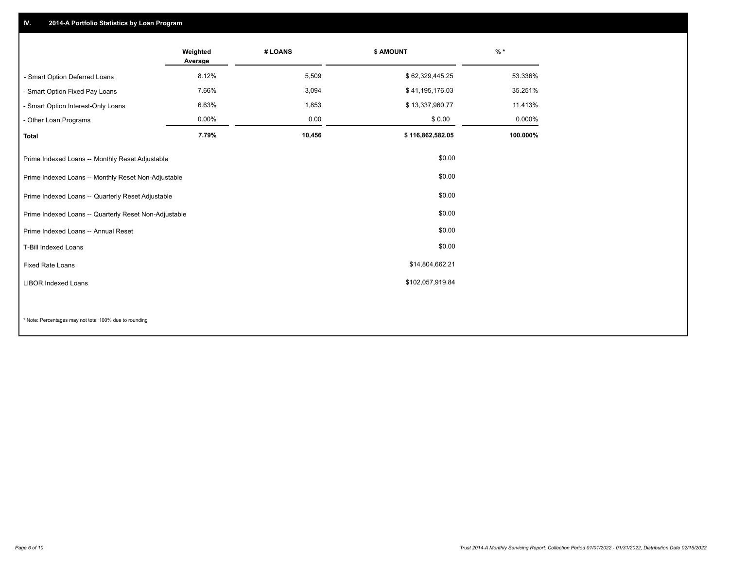## IV. 2014-A Portfolio Statistics by Loan Program

| | Weighted Average | # LOANS | $ AMOUNT | % * |
|---|---|---|---|---|
| - Smart Option Deferred Loans | 8.12% | 5,509 | $ 62,329,445.25 | 53.336% |
| - Smart Option Fixed Pay Loans | 7.66% | 3,094 | $ 41,195,176.03 | 35.251% |
| - Smart Option Interest-Only Loans | 6.63% | 1,853 | $ 13,337,960.77 | 11.413% |
| - Other Loan Programs | 0.00% | 0.00 | $ 0.00 | 0.000% |
| **Total** | **7.79%** | **10,456** | **$ 116,862,582.05** | **100.000%** |

| | |
|---|---|
| Prime Indexed Loans -- Monthly Reset Adjustable | $0.00 |
| Prime Indexed Loans -- Monthly Reset Non-Adjustable | $0.00 |
| Prime Indexed Loans -- Quarterly Reset Adjustable | $0.00 |
| Prime Indexed Loans -- Quarterly Reset Non-Adjustable | $0.00 |
| Prime Indexed Loans -- Annual Reset | $0.00 |
| T-Bill Indexed Loans | $0.00 |
| Fixed Rate Loans | $14,804,662.21 |
| LIBOR Indexed Loans | $102,057,919.84 |

* Note: Percentages may not total 100% due to rounding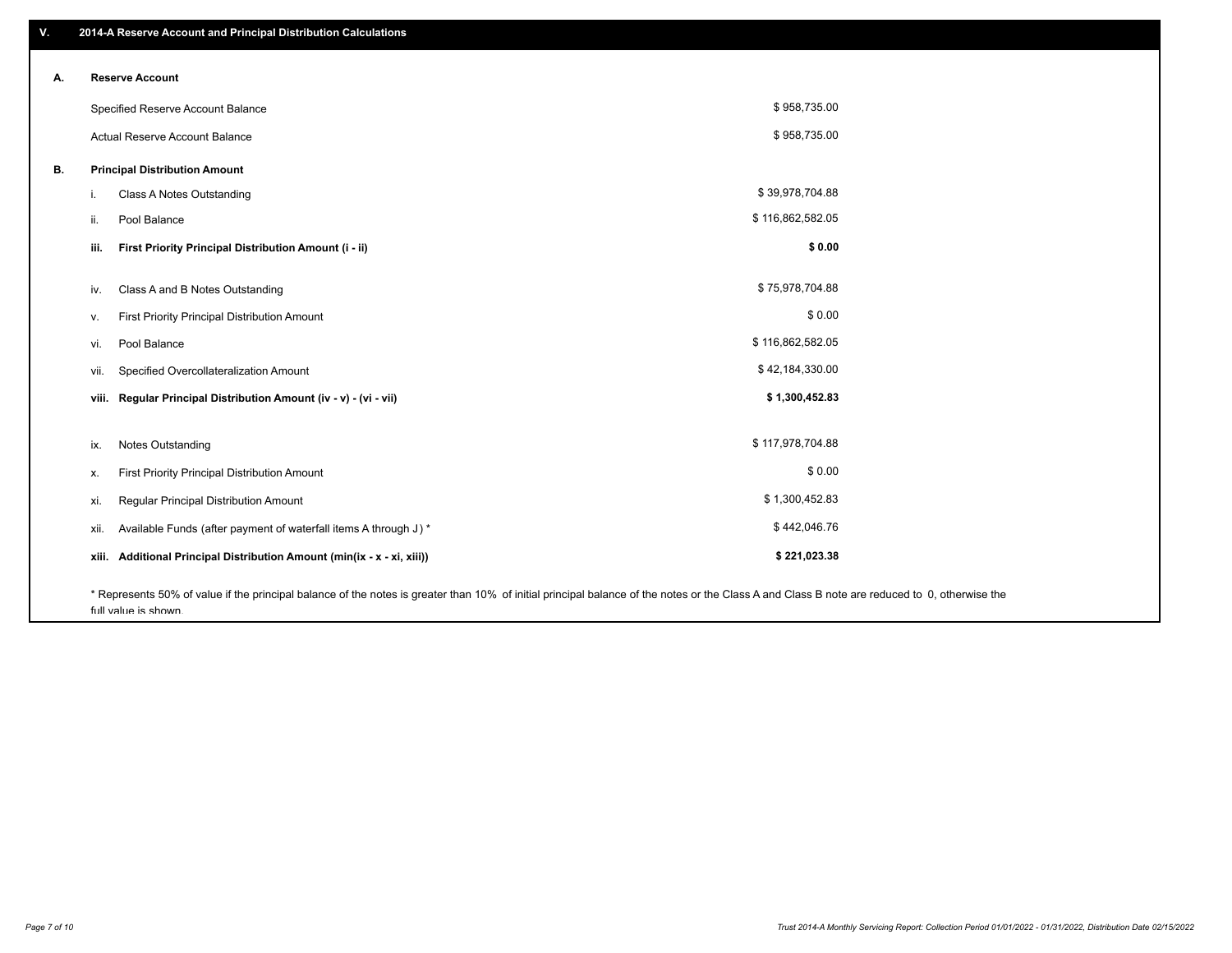## V. 2014-A Reserve Account and Principal Distribution Calculations

### A. Reserve Account

| | |
|---|---|
| Specified Reserve Account Balance | $ 958,735.00 |
| Actual Reserve Account Balance | $ 958,735.00 |

### B. Principal Distribution Amount

| | | |
|---|---|---|
| i. | Class A Notes Outstanding | $ 39,978,704.88 |
| ii. | Pool Balance | $ 116,862,582.05 |
| **iii.** | **First Priority Principal Distribution Amount (i - ii)** | **$ 0.00** |
| | | |
| iv. | Class A and B Notes Outstanding | $ 75,978,704.88 |
| v. | First Priority Principal Distribution Amount | $ 0.00 |
| vi. | Pool Balance | $ 116,862,582.05 |
| vii. | Specified Overcollateralization Amount | $ 42,184,330.00 |
| **viii.** | **Regular Principal Distribution Amount (iv - v) - (vi - vii)** | **$ 1,300,452.83** |
| | | |
| ix. | Notes Outstanding | $ 117,978,704.88 |
| x. | First Priority Principal Distribution Amount | $ 0.00 |
| xi. | Regular Principal Distribution Amount | $ 1,300,452.83 |
| xii. | Available Funds (after payment of waterfall items A through J ) * | $ 442,046.76 |
| **xiii.** | **Additional Principal Distribution Amount (min(ix - x - xi, xiii))** | **$ 221,023.38** |

* Represents 50% of value if the principal balance of the notes is greater than 10% of initial principal balance of the notes or the Class A and Class B note are reduced to 0, otherwise the full value is shown.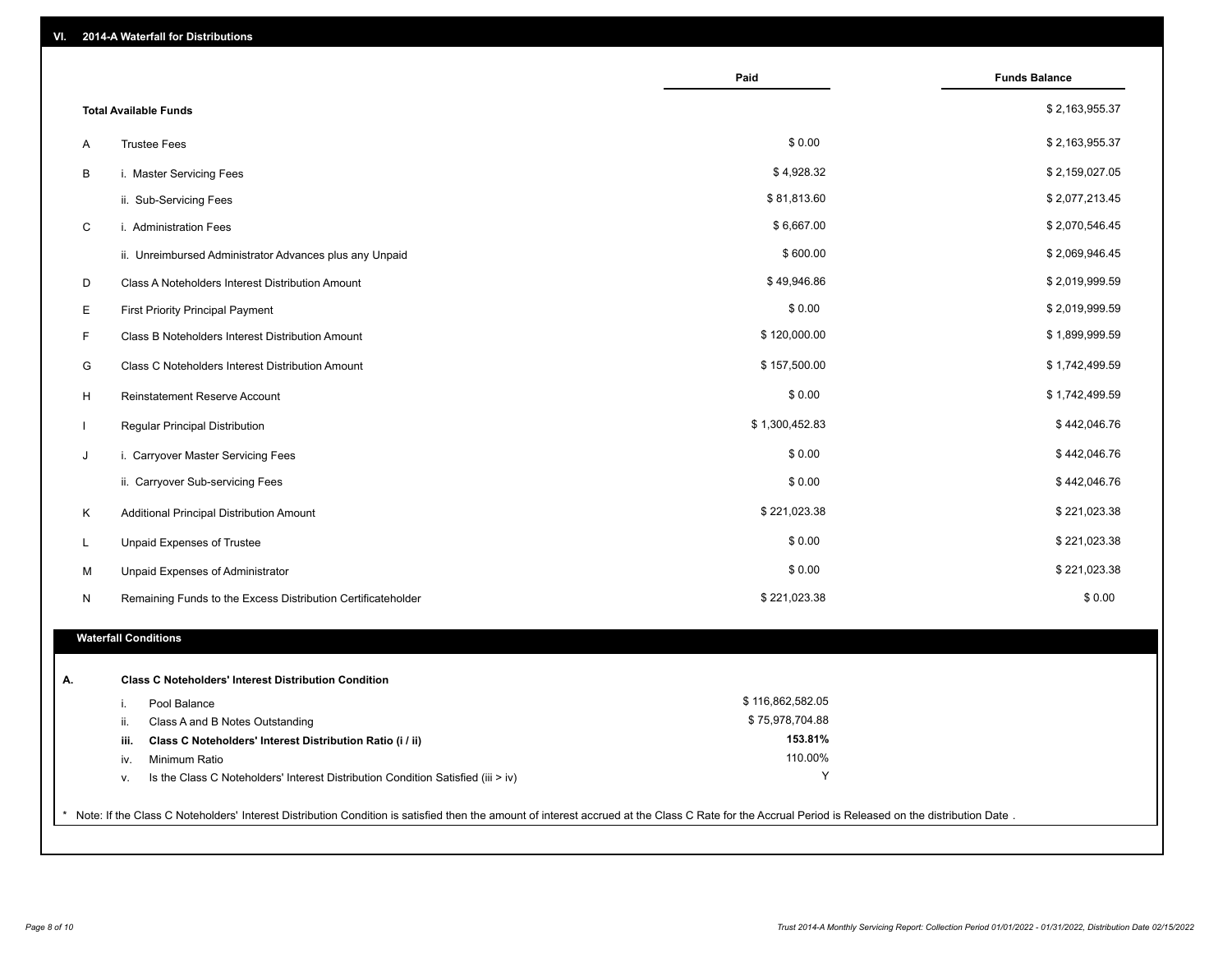## VI. 2014-A Waterfall for Distributions

| | | Paid | Funds Balance |
|---|---|---|---|
| | **Total Available Funds** | | $ 2,163,955.37 |
| A | Trustee Fees | $ 0.00 | $ 2,163,955.37 |
| B | i. Master Servicing Fees | $ 4,928.32 | $ 2,159,027.05 |
| | ii. Sub-Servicing Fees | $ 81,813.60 | $ 2,077,213.45 |
| C | i. Administration Fees | $ 6,667.00 | $ 2,070,546.45 |
| | ii. Unreimbursed Administrator Advances plus any Unpaid | $ 600.00 | $ 2,069,946.45 |
| D | Class A Noteholders Interest Distribution Amount | $ 49,946.86 | $ 2,019,999.59 |
| E | First Priority Principal Payment | $ 0.00 | $ 2,019,999.59 |
| F | Class B Noteholders Interest Distribution Amount | $ 120,000.00 | $ 1,899,999.59 |
| G | Class C Noteholders Interest Distribution Amount | $ 157,500.00 | $ 1,742,499.59 |
| H | Reinstatement Reserve Account | $ 0.00 | $ 1,742,499.59 |
| I | Regular Principal Distribution | $ 1,300,452.83 | $ 442,046.76 |
| J | i. Carryover Master Servicing Fees | $ 0.00 | $ 442,046.76 |
| | ii. Carryover Sub-servicing Fees | $ 0.00 | $ 442,046.76 |
| K | Additional Principal Distribution Amount | $ 221,023.38 | $ 221,023.38 |
| L | Unpaid Expenses of Trustee | $ 0.00 | $ 221,023.38 |
| M | Unpaid Expenses of Administrator | $ 0.00 | $ 221,023.38 |
| N | Remaining Funds to the Excess Distribution Certificateholder | $ 221,023.38 | $ 0.00 |

### Waterfall Conditions

| | | |
|---|---|---|
| **A.** | **Class C Noteholders' Interest Distribution Condition** | |
| i. | Pool Balance | $ 116,862,582.05 |
| ii. | Class A and B Notes Outstanding | $ 75,978,704.88 |
| **iii.** | **Class C Noteholders' Interest Distribution Ratio (i / ii)** | **153.81%** |
| iv. | Minimum Ratio | 110.00% |
| v. | Is the Class C Noteholders' Interest Distribution Condition Satisfied (iii > iv) | Y |

* Note: If the Class C Noteholders' Interest Distribution Condition is satisfied then the amount of interest accrued at the Class C Rate for the Accrual Period is Released on the distribution Date .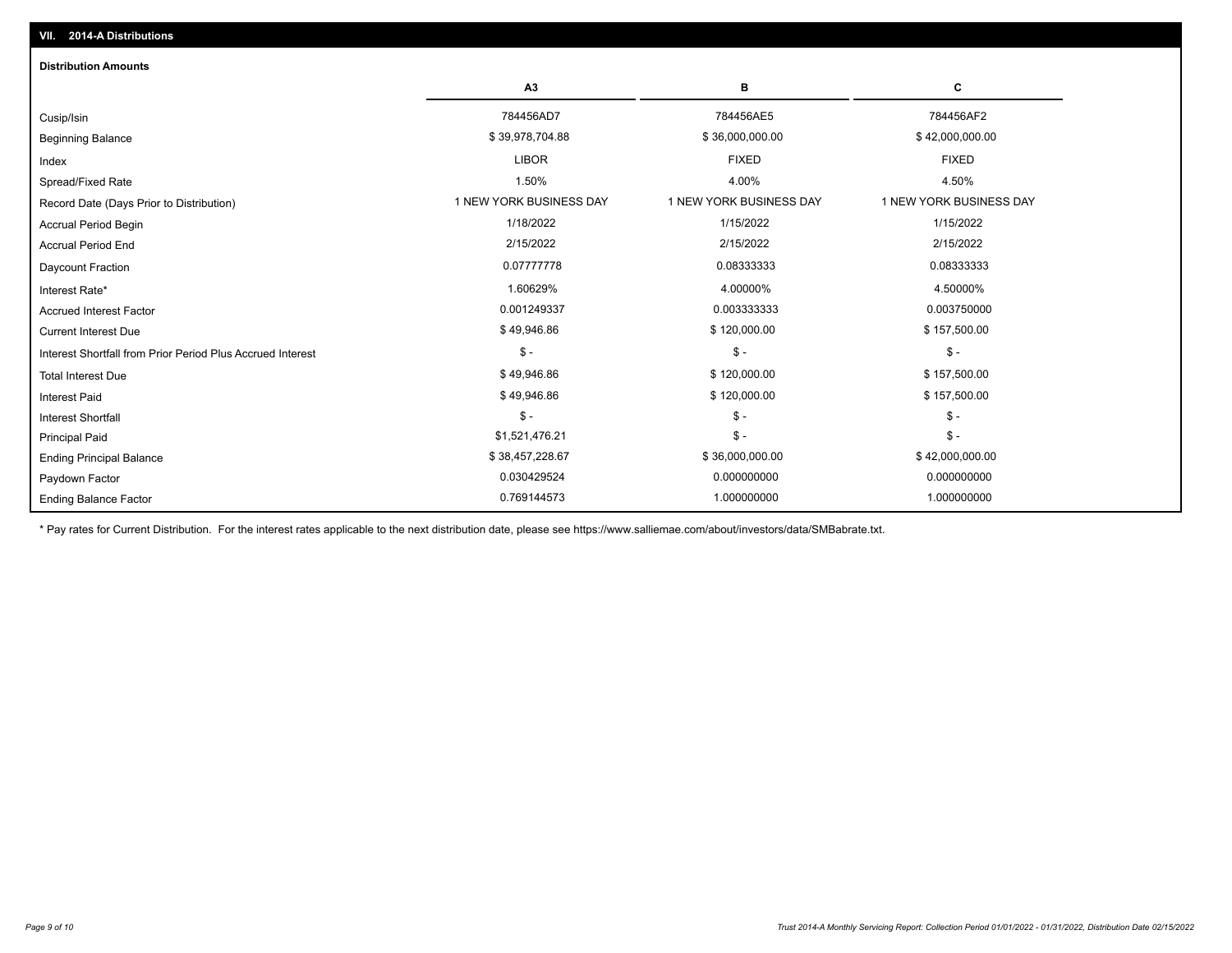## VII. 2014-A Distributions

### Distribution Amounts

| | A3 | B | C |
|---|---|---|---|
| Cusip/Isin | 784456AD7 | 784456AE5 | 784456AF2 |
| Beginning Balance | $ 39,978,704.88 | $ 36,000,000.00 | $ 42,000,000.00 |
| Index | LIBOR | FIXED | FIXED |
| Spread/Fixed Rate | 1.50% | 4.00% | 4.50% |
| Record Date (Days Prior to Distribution) | 1 NEW YORK BUSINESS DAY | 1 NEW YORK BUSINESS DAY | 1 NEW YORK BUSINESS DAY |
| Accrual Period Begin | 1/18/2022 | 1/15/2022 | 1/15/2022 |
| Accrual Period End | 2/15/2022 | 2/15/2022 | 2/15/2022 |
| Daycount Fraction | 0.07777778 | 0.08333333 | 0.08333333 |
| Interest Rate* | 1.60629% | 4.00000% | 4.50000% |
| Accrued Interest Factor | 0.001249337 | 0.003333333 | 0.003750000 |
| Current Interest Due | $ 49,946.86 | $ 120,000.00 | $ 157,500.00 |
| Interest Shortfall from Prior Period Plus Accrued Interest | $ - | $ - | $ - |
| Total Interest Due | $ 49,946.86 | $ 120,000.00 | $ 157,500.00 |
| Interest Paid | $ 49,946.86 | $ 120,000.00 | $ 157,500.00 |
| Interest Shortfall | $ - | $ - | $ - |
| Principal Paid | $1,521,476.21 | $ - | $ - |
| Ending Principal Balance | $ 38,457,228.67 | $ 36,000,000.00 | $ 42,000,000.00 |
| Paydown Factor | 0.030429524 | 0.000000000 | 0.000000000 |
| Ending Balance Factor | 0.769144573 | 1.000000000 | 1.000000000 |

* Pay rates for Current Distribution. For the interest rates applicable to the next distribution date, please see https://www.salliemae.com/about/investors/data/SMBabrate.txt.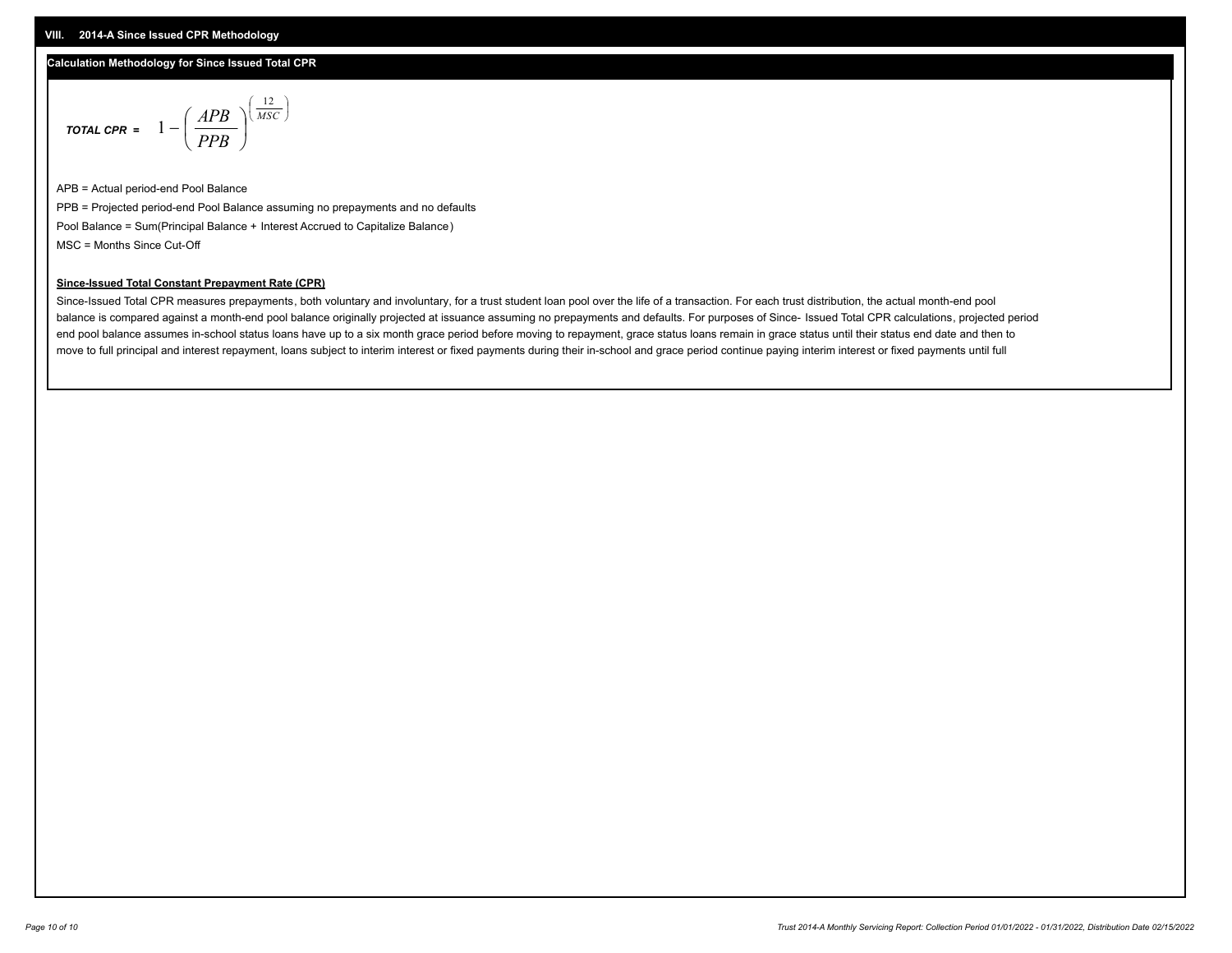## VIII. 2014-A Since Issued CPR Methodology

### Calculation Methodology for Since Issued Total CPR

$$\textit{TOTAL CPR} = 1 - \left(\frac{APB}{PPB}\right)^{\left(\frac{12}{MSC}\right)}$$

APB = Actual period-end Pool Balance

PPB = Projected period-end Pool Balance assuming no prepayments and no defaults

Pool Balance = Sum(Principal Balance + Interest Accrued to Capitalize Balance)

MSC = Months Since Cut-Off

**Since-Issued Total Constant Prepayment Rate (CPR)**

Since-Issued Total CPR measures prepayments, both voluntary and involuntary, for a trust student loan pool over the life of a transaction. For each trust distribution, the actual month-end pool balance is compared against a month-end pool balance originally projected at issuance assuming no prepayments and defaults. For purposes of Since- Issued Total CPR calculations, projected period end pool balance assumes in-school status loans have up to a six month grace period before moving to repayment, grace status loans remain in grace status until their status end date and then to move to full principal and interest repayment, loans subject to interim interest or fixed payments during their in-school and grace period continue paying interim interest or fixed payments until full